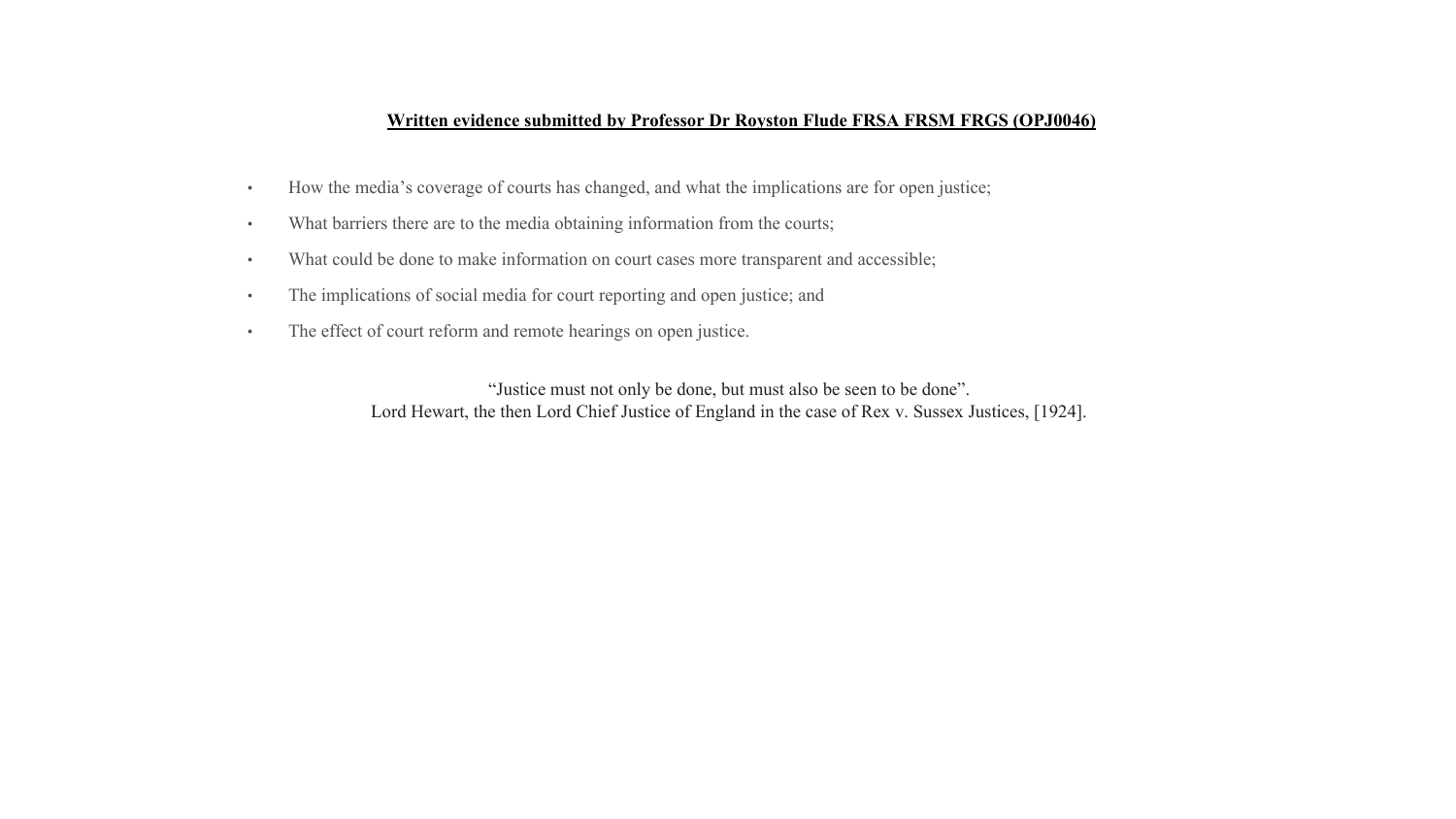**Written evidence submitted by Professor Dr Royston Flude FRSA FRSM FRGS (OPJ0046)**

- How the media's coverage of courts has changed, and what the implications are for open justice;
- What barriers there are to the media obtaining information from the courts;
- What could be done to make information on court cases more transparent and accessible;
- The implications of social media for court reporting and open justice; and
- The effect of court reform and remote hearings on open justice.

"Justice must not only be done, but must also be seen to be done".
Lord Hewart, the then Lord Chief Justice of England in the case of Rex v. Sussex Justices, [1924].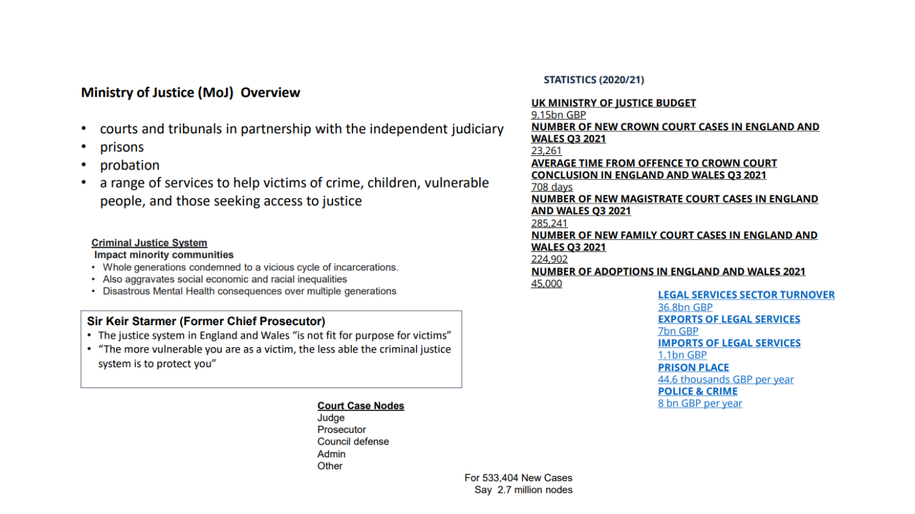## Ministry of Justice (MoJ) Overview

- courts and tribunals in partnership with the independent judiciary
- prisons
- probation
- a range of services to help victims of crime, children, vulnerable people, and those seeking access to justice

**Criminal Justice System**

**Impact minority communities**

- Whole generations condemned to a vicious cycle of incarcerations.
- Also aggravates social economic and racial inequalities
- Disastrous Mental Health consequences over multiple generations

**Sir Keir Starmer (Former Chief Prosecutor)**

- The justice system in England and Wales "is not fit for purpose for victims"
- "The more vulnerable you are as a victim, the less able the criminal justice system is to protect you"

**Court Case Nodes**

Judge
Prosecutor
Council defense
Admin
Other

For 533,404 New Cases
Say 2.7 million nodes

### STATISTICS (2020/21)

**UK MINISTRY OF JUSTICE BUDGET**
9.15bn GBP

**NUMBER OF NEW CROWN COURT CASES IN ENGLAND AND WALES Q3 2021**
23,261

**AVERAGE TIME FROM OFFENCE TO CROWN COURT CONCLUSION IN ENGLAND AND WALES Q3 2021**
708 days

**NUMBER OF NEW MAGISTRATE COURT CASES IN ENGLAND AND WALES Q3 2021**
285,241

**NUMBER OF NEW FAMILY COURT CASES IN ENGLAND AND WALES Q3 2021**
224,902

**NUMBER OF ADOPTIONS IN ENGLAND AND WALES 2021**
45,000

**LEGAL SERVICES SECTOR TURNOVER**
36.8bn GBP

**EXPORTS OF LEGAL SERVICES**
7bn GBP

**IMPORTS OF LEGAL SERVICES**
1.1bn GBP

**PRISON PLACE**
44.6 thousands GBP per year

**POLICE & CRIME**
8 bn GBP per year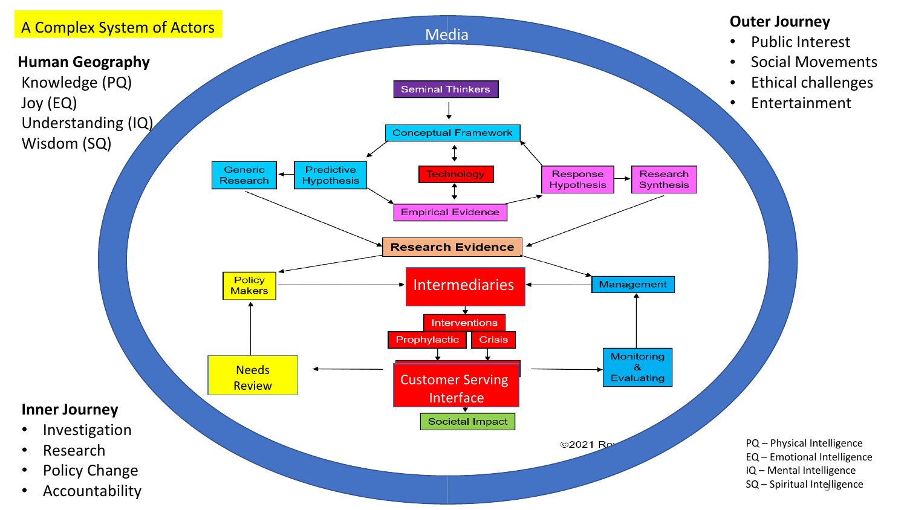A Complex System of Actors

**Human Geography**

Knowledge (PQ)
Joy (EQ)
Understanding (IQ)
Wisdom (SQ)

**Outer Journey**

- Public Interest
- Social Movements
- Ethical challenges
- Entertainment

Media

Seminal Thinkers

Conceptual Framework

Generic Research

Predictive Hypothesis

Technology

Response Hypothesis

Research Synthesis

Empirical Evidence

Research Evidence

Policy Makers

Intermediaries

Management

Interventions

Prophylactic

Crisis

Needs Review

Customer Serving Interface

Monitoring & Evaluating

Societal Impact

©2021 Ro

**Inner Journey**

- Investigation
- Research
- Policy Change
- Accountability

PQ – Physical Intelligence
EQ – Emotional Intelligence
IQ – Mental Intelligence
SQ – Spiritual Intelligence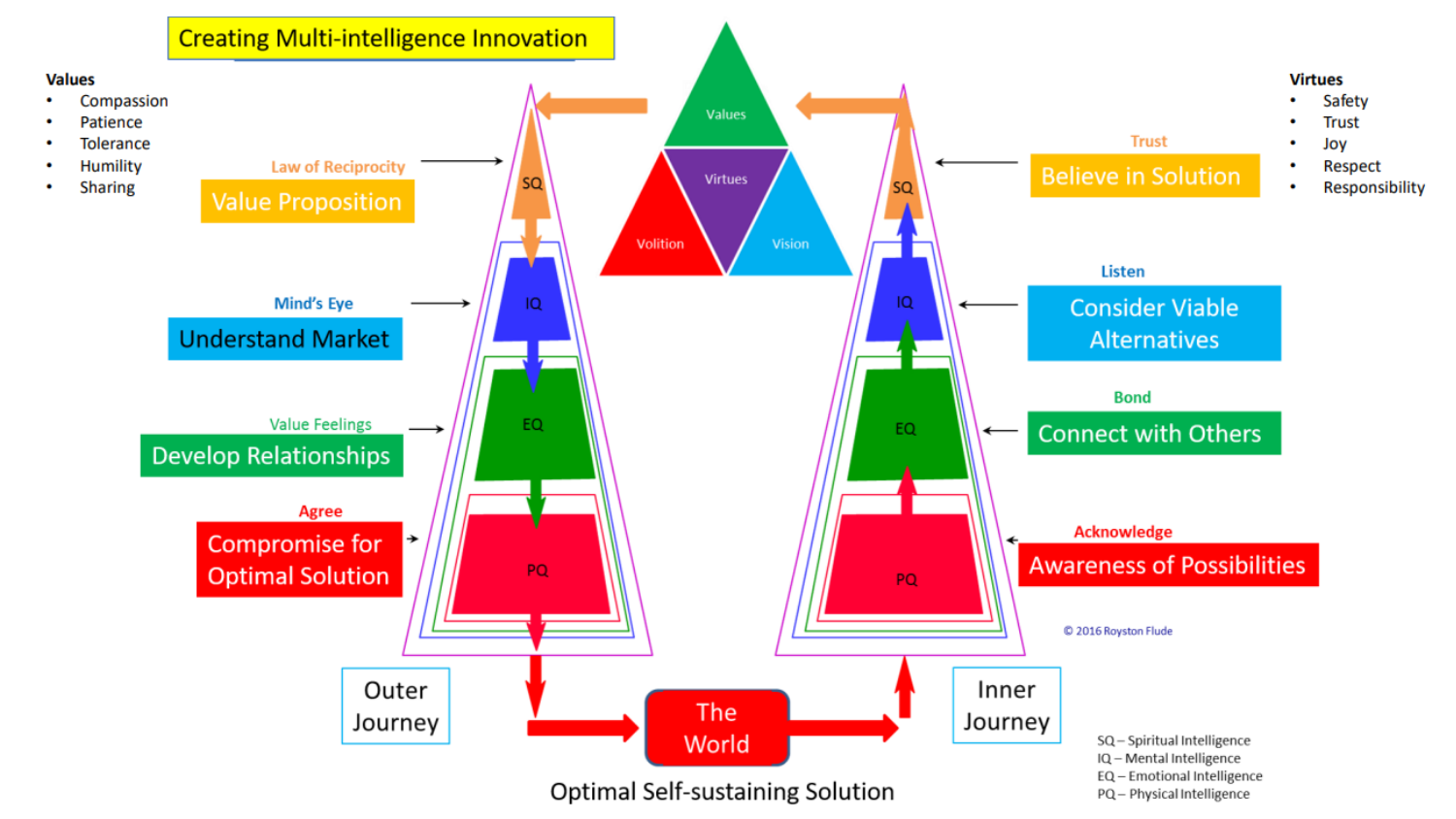# Creating Multi-intelligence Innovation

**Values**

- Compassion
- Patience
- Tolerance
- Humility
- Sharing

**Virtues**

- Safety
- Trust
- Joy
- Respect
- Responsibility

Values — Virtues — Volition — Vision

Law of Reciprocity
Value Proposition

Mind's Eye
Understand Market

Value Feelings
Develop Relationships

Agree
Compromise for Optimal Solution

SQ
IQ
EQ
PQ

Outer Journey

The World

Inner Journey

Trust
Believe in Solution

Listen
Consider Viable Alternatives

Bond
Connect with Others

Acknowledge
Awareness of Possibilities

© 2016 Royston Flude

Optimal Self-sustaining Solution

SQ – Spiritual Intelligence
IQ – Mental Intelligence
EQ – Emotional Intelligence
PQ – Physical Intelligence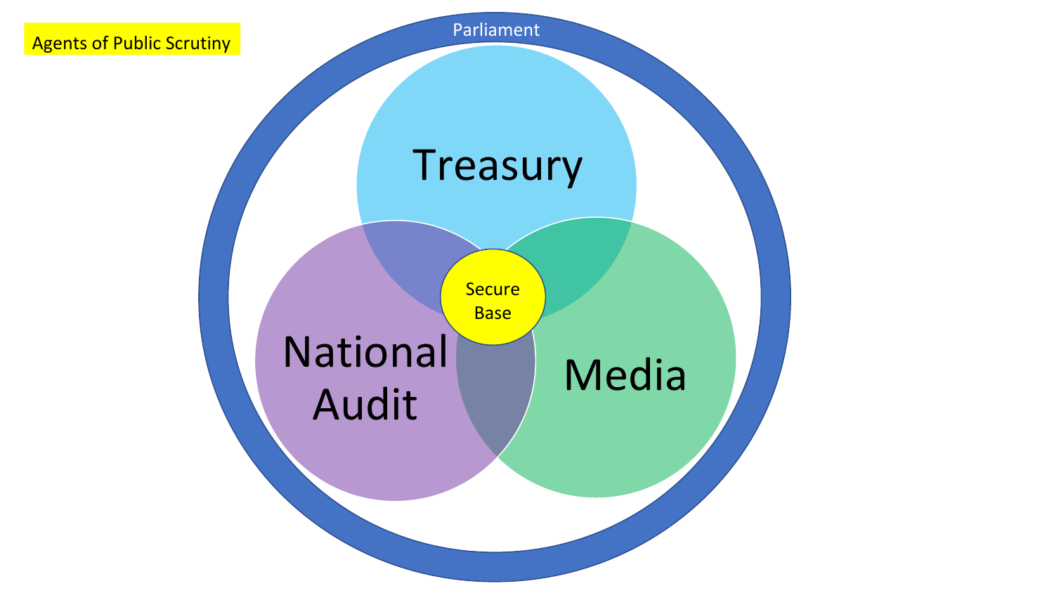Agents of Public Scrutiny

Parliament

Treasury

National Audit

Media

Secure Base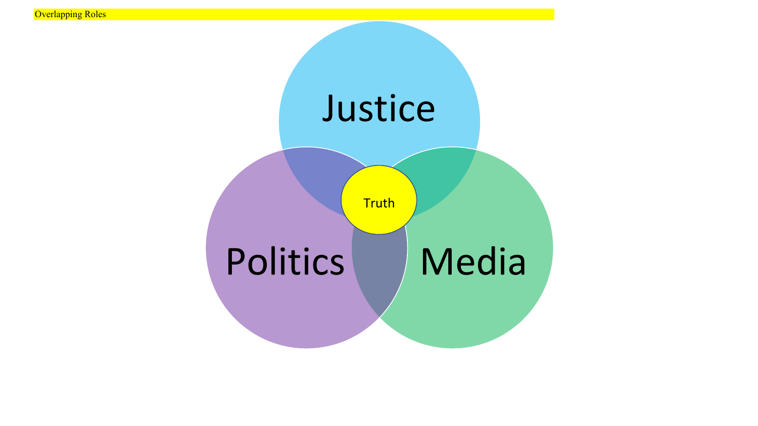Overlapping Roles

Justice

Truth

Politics

Media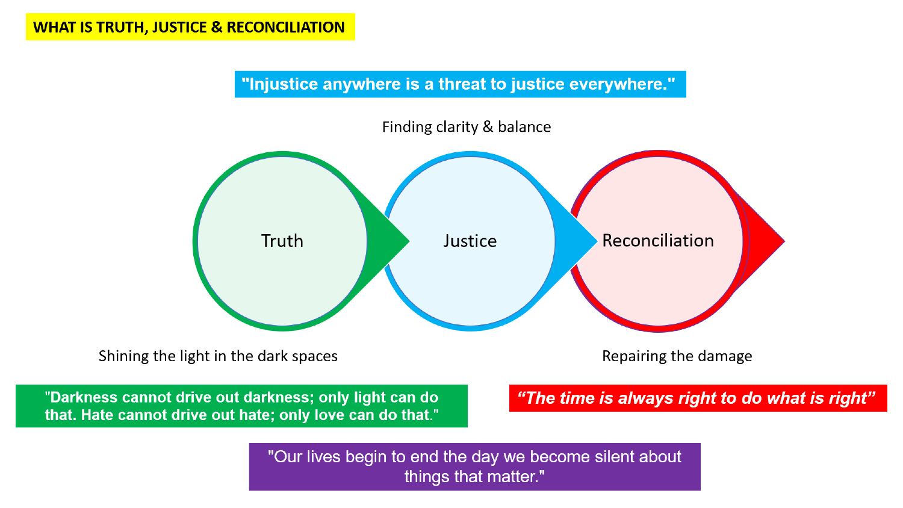# WHAT IS TRUTH, JUSTICE & RECONCILIATION

**"Injustice anywhere is a threat to justice everywhere."**

Finding clarity & balance

Truth → Justice → Reconciliation

Shining the light in the dark spaces

Repairing the damage

**"Darkness cannot drive out darkness; only light can do that. Hate cannot drive out hate; only love can do that."**

***"The time is always right to do what is right"***

"Our lives begin to end the day we become silent about things that matter."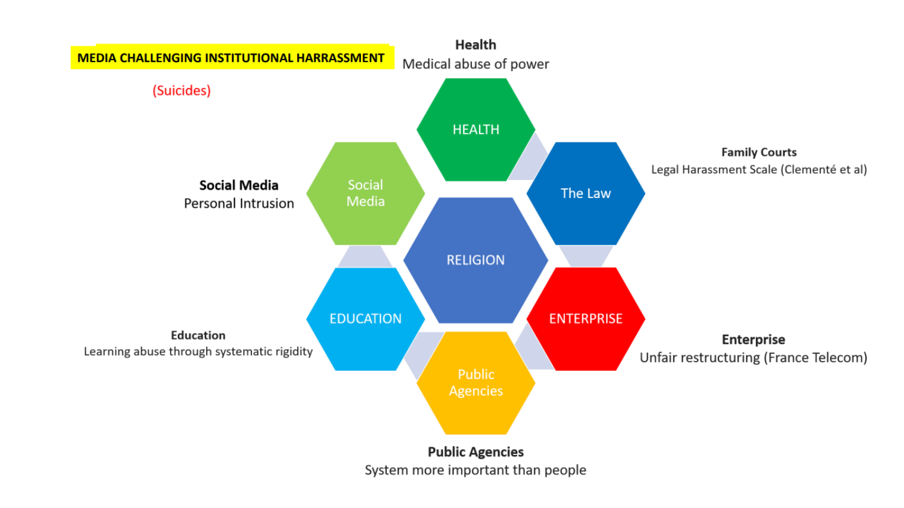**MEDIA CHALLENGING INSTITUTIONAL HARRASSMENT**

(Suicides)

**Health**
Medical abuse of power

HEALTH

**Family Courts**
Legal Harassment Scale (Clementé et al)

The Law

**Social Media**
Personal Intrusion

Social Media

RELIGION

ENTERPRISE

**Enterprise**
Unfair restructuring (France Telecom)

EDUCATION

**Education**
Learning abuse through systematic rigidity

Public Agencies

**Public Agencies**
System more important than people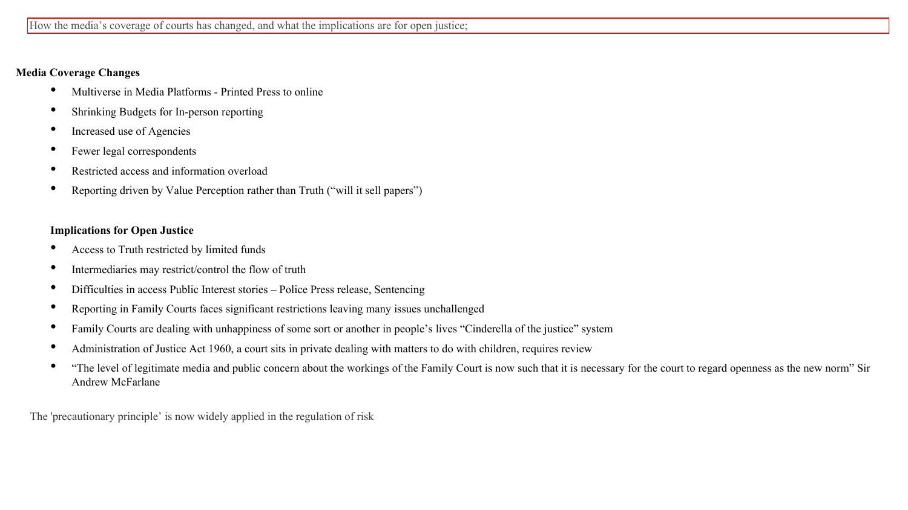How the media's coverage of courts has changed, and what the implications are for open justice;

**Media Coverage Changes**

- Multiverse in Media Platforms - Printed Press to online
- Shrinking Budgets for In-person reporting
- Increased use of Agencies
- Fewer legal correspondents
- Restricted access and information overload
- Reporting driven by Value Perception rather than Truth ("will it sell papers")

**Implications for Open Justice**

- Access to Truth restricted by limited funds
- Intermediaries may restrict/control the flow of truth
- Difficulties in access Public Interest stories – Police Press release, Sentencing
- Reporting in Family Courts faces significant restrictions leaving many issues unchallenged
- Family Courts are dealing with unhappiness of some sort or another in people's lives "Cinderella of the justice" system
- Administration of Justice Act 1960, a court sits in private dealing with matters to do with children, requires review
- "The level of legitimate media and public concern about the workings of the Family Court is now such that it is necessary for the court to regard openness as the new norm" Sir Andrew McFarlane

The 'precautionary principle' is now widely applied in the regulation of risk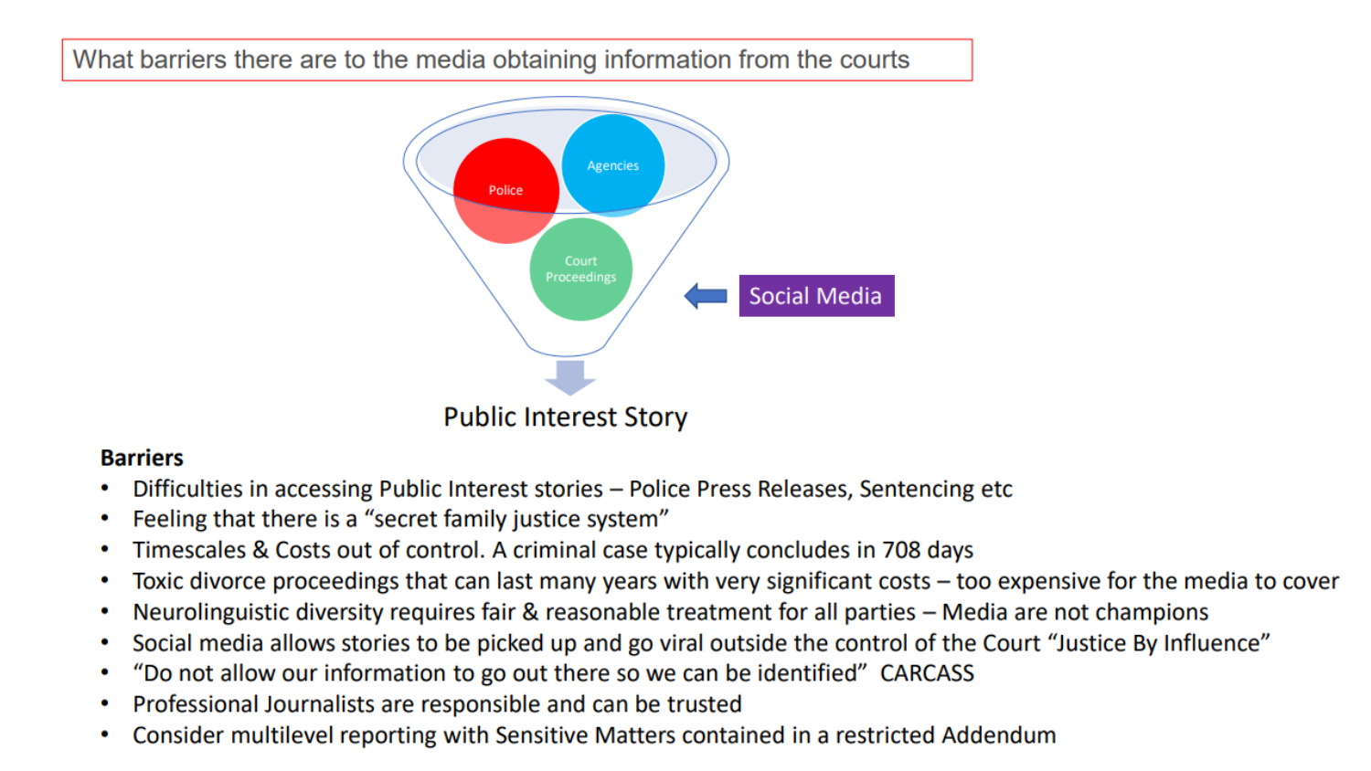## What barriers there are to the media obtaining information from the courts

Police

Agencies

Court Proceedings

Social Media

Public Interest Story

**Barriers**

- Difficulties in accessing Public Interest stories – Police Press Releases, Sentencing etc
- Feeling that there is a "secret family justice system"
- Timescales & Costs out of control. A criminal case typically concludes in 708 days
- Toxic divorce proceedings that can last many years with very significant costs – too expensive for the media to cover
- Neurolinguistic diversity requires fair & reasonable treatment for all parties – Media are not champions
- Social media allows stories to be picked up and go viral outside the control of the Court "Justice By Influence"
- "Do not allow our information to go out there so we can be identified" CARCASS
- Professional Journalists are responsible and can be trusted
- Consider multilevel reporting with Sensitive Matters contained in a restricted Addendum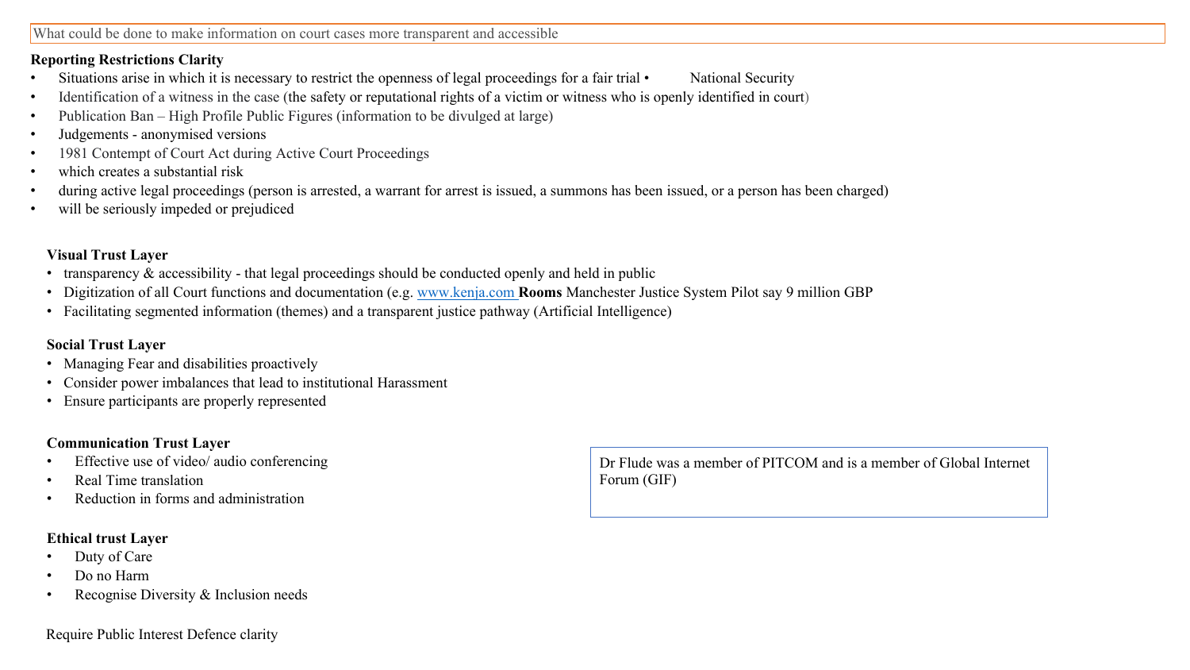What could be done to make information on court cases more transparent and accessible

**Reporting Restrictions Clarity**

- Situations arise in which it is necessary to restrict the openness of legal proceedings for a fair trial • National Security
- Identification of a witness in the case (the safety or reputational rights of a victim or witness who is openly identified in court)
- Publication Ban – High Profile Public Figures (information to be divulged at large)
- Judgements - anonymised versions
- 1981 Contempt of Court Act during Active Court Proceedings
- which creates a substantial risk
- during active legal proceedings (person is arrested, a warrant for arrest is issued, a summons has been issued, or a person has been charged)
- will be seriously impeded or prejudiced

**Visual Trust Layer**

- transparency & accessibility - that legal proceedings should be conducted openly and held in public
- Digitization of all Court functions and documentation (e.g. www.kenja.com **Rooms** Manchester Justice System Pilot say 9 million GBP
- Facilitating segmented information (themes) and a transparent justice pathway (Artificial Intelligence)

**Social Trust Layer**

- Managing Fear and disabilities proactively
- Consider power imbalances that lead to institutional Harassment
- Ensure participants are properly represented

**Communication Trust Layer**

- Effective use of video/ audio conferencing
- Real Time translation
- Reduction in forms and administration

**Ethical trust Layer**

- Duty of Care
- Do no Harm
- Recognise Diversity & Inclusion needs

Require Public Interest Defence clarity

Dr Flude was a member of PITCOM and is a member of Global Internet Forum (GIF)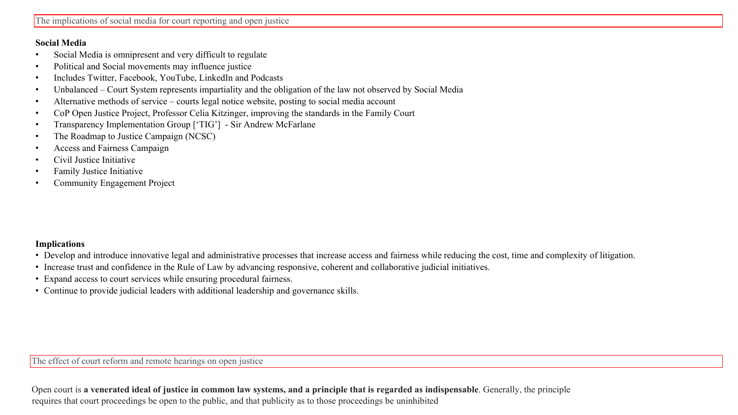## The implications of social media for court reporting and open justice

**Social Media**

- Social Media is omnipresent and very difficult to regulate
- Political and Social movements may influence justice
- Includes Twitter, Facebook, YouTube, LinkedIn and Podcasts
- Unbalanced – Court System represents impartiality and the obligation of the law not observed by Social Media
- Alternative methods of service – courts legal notice website, posting to social media account
- CoP Open Justice Project, Professor Celia Kitzinger, improving the standards in the Family Court
- Transparency Implementation Group [‘TIG’] - Sir Andrew McFarlane
- The Roadmap to Justice Campaign (NCSC)
- Access and Fairness Campaign
- Civil Justice Initiative
- Family Justice Initiative
- Community Engagement Project

**Implications**

- Develop and introduce innovative legal and administrative processes that increase access and fairness while reducing the cost, time and complexity of litigation.
- Increase trust and confidence in the Rule of Law by advancing responsive, coherent and collaborative judicial initiatives.
- Expand access to court services while ensuring procedural fairness.
- Continue to provide judicial leaders with additional leadership and governance skills.

## The effect of court reform and remote hearings on open justice

Open court is **a venerated ideal of justice in common law systems, and a principle that is regarded as indispensable**. Generally, the principle requires that court proceedings be open to the public, and that publicity as to those proceedings be uninhibited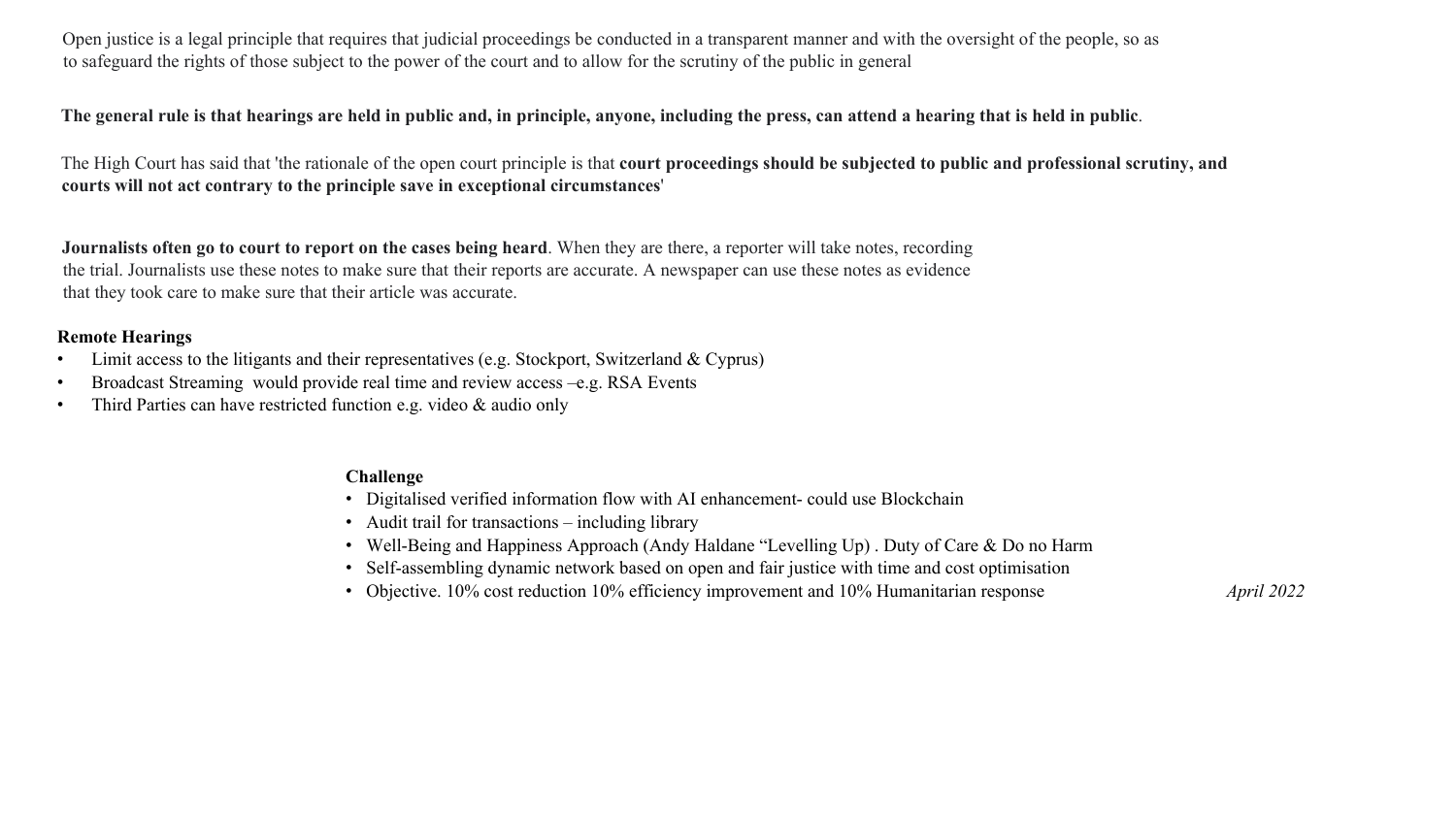Open justice is a legal principle that requires that judicial proceedings be conducted in a transparent manner and with the oversight of the people, so as to safeguard the rights of those subject to the power of the court and to allow for the scrutiny of the public in general

**The general rule is that hearings are held in public and, in principle, anyone, including the press, can attend a hearing that is held in public**.

The High Court has said that 'the rationale of the open court principle is that **court proceedings should be subjected to public and professional scrutiny, and courts will not act contrary to the principle save in exceptional circumstances**'

**Journalists often go to court to report on the cases being heard**. When they are there, a reporter will take notes, recording the trial. Journalists use these notes to make sure that their reports are accurate. A newspaper can use these notes as evidence that they took care to make sure that their article was accurate.

**Remote Hearings**

- Limit access to the litigants and their representatives (e.g. Stockport, Switzerland & Cyprus)
- Broadcast Streaming would provide real time and review access –e.g. RSA Events
- Third Parties can have restricted function e.g. video & audio only

**Challenge**

- Digitalised verified information flow with AI enhancement- could use Blockchain
- Audit trail for transactions – including library
- Well-Being and Happiness Approach (Andy Haldane "Levelling Up) . Duty of Care & Do no Harm
- Self-assembling dynamic network based on open and fair justice with time and cost optimisation
- Objective. 10% cost reduction 10% efficiency improvement and 10% Humanitarian response

*April 2022*